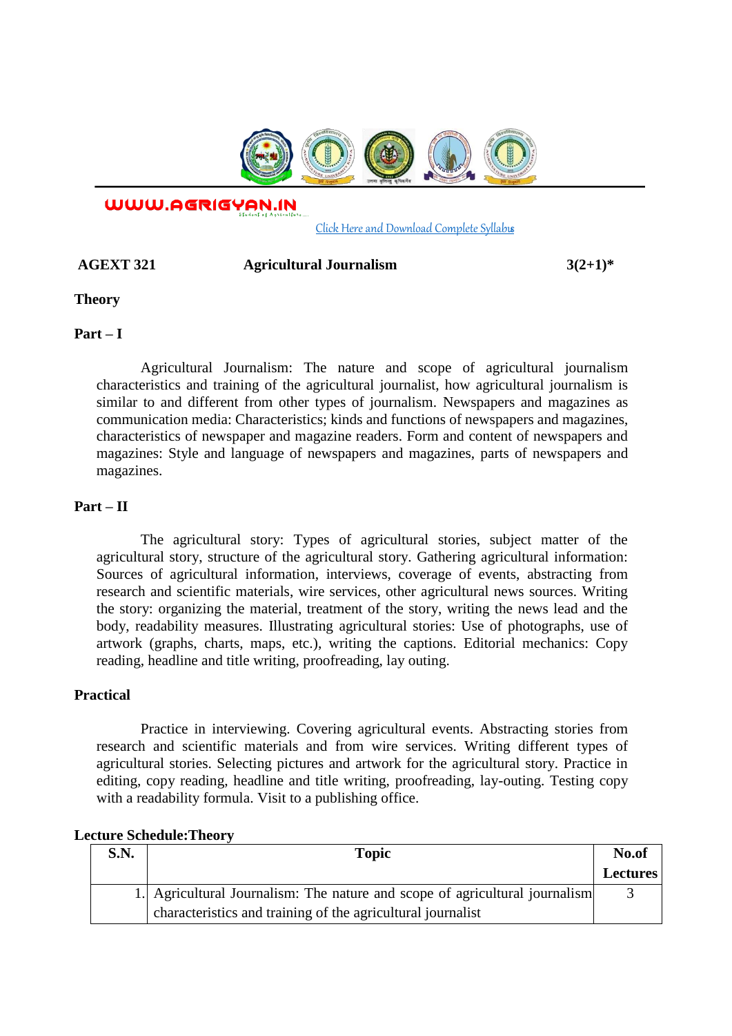WWW.AGRIGYAN.IN

Click Here and Download Complete Syllabus

**AGEXT 321 Agricultural Journalism 3(2+1)***

**Theory**

**Part – I**

Agricultural Journalism: The nature and scope of agricultural journalism characteristics and training of the agricultural journalist, how agricultural journalism is similar to and different from other types of journalism. Newspapers and magazines as communication media: Characteristics; kinds and functions of newspapers and magazines, characteristics of newspaper and magazine readers. Form and content of newspapers and magazines: Style and language of newspapers and magazines, parts of newspapers and magazines.

**Part – II**

The agricultural story: Types of agricultural stories, subject matter of the agricultural story, structure of the agricultural story. Gathering agricultural information: Sources of agricultural information, interviews, coverage of events, abstracting from research and scientific materials, wire services, other agricultural news sources. Writing the story: organizing the material, treatment of the story, writing the news lead and the body, readability measures. Illustrating agricultural stories: Use of photographs, use of artwork (graphs, charts, maps, etc.), writing the captions. Editorial mechanics: Copy reading, headline and title writing, proofreading, lay outing.

**Practical**

Practice in interviewing. Covering agricultural events. Abstracting stories from research and scientific materials and from wire services. Writing different types of agricultural stories. Selecting pictures and artwork for the agricultural story. Practice in editing, copy reading, headline and title writing, proofreading, lay-outing. Testing copy with a readability formula. Visit to a publishing office.

**Lecture Schedule:Theory**

| S.N. | Topic | No.of Lectures |
|---|---|---|
| 1. | Agricultural Journalism: The nature and scope of agricultural journalism characteristics and training of the agricultural journalist | 3 |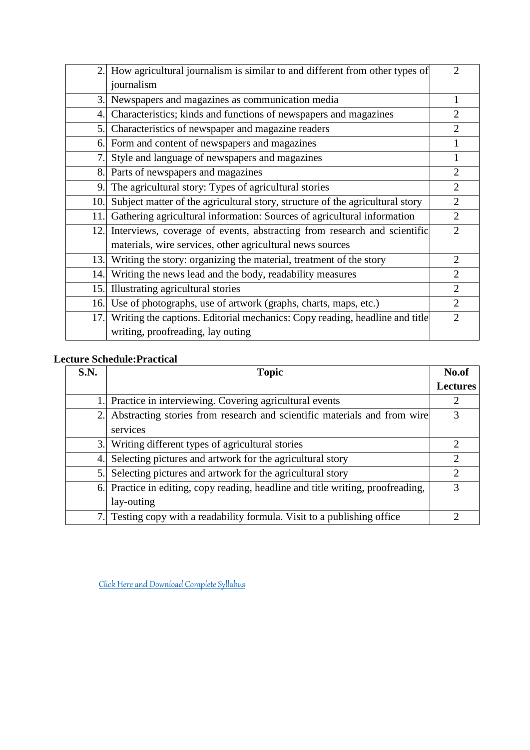| | | |
|---|---|---|
| 2. | How agricultural journalism is similar to and different from other types of journalism | 2 |
| 3. | Newspapers and magazines as communication media | 1 |
| 4. | Characteristics; kinds and functions of newspapers and magazines | 2 |
| 5. | Characteristics of newspaper and magazine readers | 2 |
| 6. | Form and content of newspapers and magazines | 1 |
| 7. | Style and language of newspapers and magazines | 1 |
| 8. | Parts of newspapers and magazines | 2 |
| 9. | The agricultural story: Types of agricultural stories | 2 |
| 10. | Subject matter of the agricultural story, structure of the agricultural story | 2 |
| 11. | Gathering agricultural information: Sources of agricultural information | 2 |
| 12. | Interviews, coverage of events, abstracting from research and scientific materials, wire services, other agricultural news sources | 2 |
| 13. | Writing the story: organizing the material, treatment of the story | 2 |
| 14. | Writing the news lead and the body, readability measures | 2 |
| 15. | Illustrating agricultural stories | 2 |
| 16. | Use of photographs, use of artwork (graphs, charts, maps, etc.) | 2 |
| 17. | Writing the captions. Editorial mechanics: Copy reading, headline and title writing, proofreading, lay outing | 2 |

**Lecture Schedule:Practical**

| S.N. | Topic | No.of Lectures |
|---|---|---|
| 1. | Practice in interviewing. Covering agricultural events | 2 |
| 2. | Abstracting stories from research and scientific materials and from wire services | 3 |
| 3. | Writing different types of agricultural stories | 2 |
| 4. | Selecting pictures and artwork for the agricultural story | 2 |
| 5. | Selecting pictures and artwork for the agricultural story | 2 |
| 6. | Practice in editing, copy reading, headline and title writing, proofreading, lay-outing | 3 |
| 7. | Testing copy with a readability formula. Visit to a publishing office | 2 |

Click Here and Download Complete Syllabus